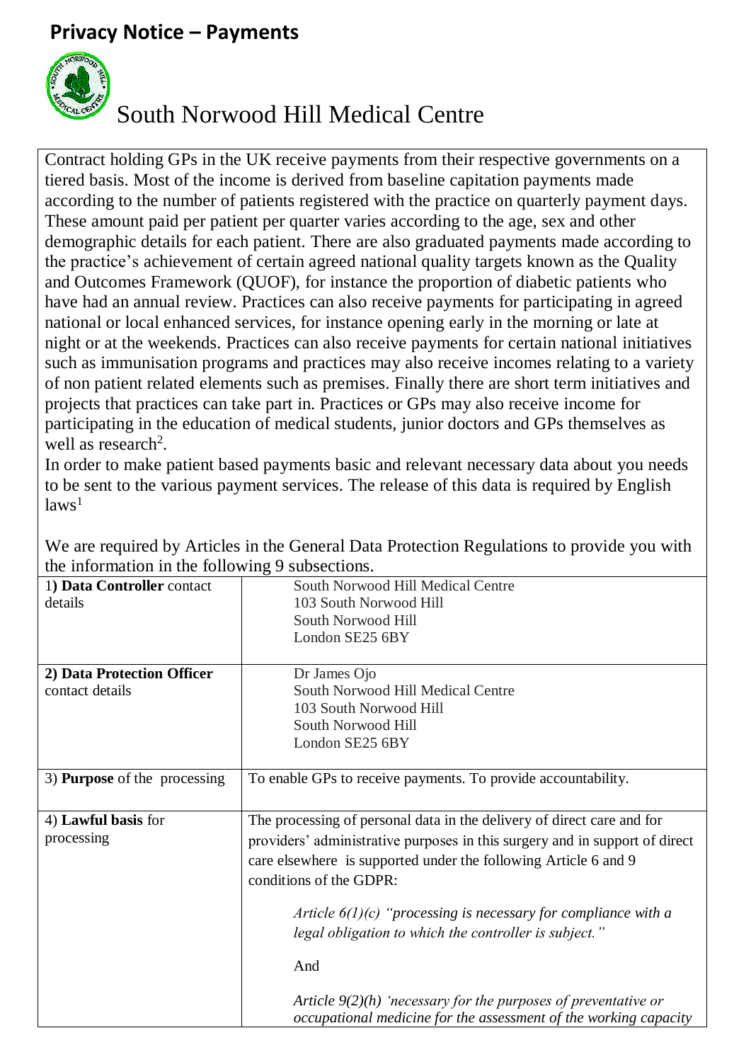## Privacy Notice – Payments

# South Norwood Hill Medical Centre

Contract holding GPs in the UK receive payments from their respective governments on a tiered basis. Most of the income is derived from baseline capitation payments made according to the number of patients registered with the practice on quarterly payment days. These amount paid per patient per quarter varies according to the age, sex and other demographic details for each patient. There are also graduated payments made according to the practice's achievement of certain agreed national quality targets known as the Quality and Outcomes Framework (QUOF), for instance the proportion of diabetic patients who have had an annual review. Practices can also receive payments for participating in agreed national or local enhanced services, for instance opening early in the morning or late at night or at the weekends. Practices can also receive payments for certain national initiatives such as immunisation programs and practices may also receive incomes relating to a variety of non patient related elements such as premises. Finally there are short term initiatives and projects that practices can take part in. Practices or GPs may also receive income for participating in the education of medical students, junior doctors and GPs themselves as well as research[2].

In order to make patient based payments basic and relevant necessary data about you needs to be sent to the various payment services. The release of this data is required by English laws[1]

We are required by Articles in the General Data Protection Regulations to provide you with the information in the following 9 subsections.

| | |
|---|---|
| 1) **Data Controller** contact details | South Norwood Hill Medical Centre<br>103 South Norwood Hill<br>South Norwood Hill<br>London SE25 6BY |
| **2) Data Protection Officer** contact details | Dr James Ojo<br>South Norwood Hill Medical Centre<br>103 South Norwood Hill<br>South Norwood Hill<br>London SE25 6BY |
| 3) **Purpose** of the processing | To enable GPs to receive payments. To provide accountability. |
| 4) **Lawful basis** for processing | The processing of personal data in the delivery of direct care and for providers' administrative purposes in this surgery and in support of direct care elsewhere is supported under the following Article 6 and 9 conditions of the GDPR:<br><br>*Article 6(1)(c) "processing is necessary for compliance with a legal obligation to which the controller is subject."*<br><br>And<br><br>*Article 9(2)(h) 'necessary for the purposes of preventative or occupational medicine for the assessment of the working capacity* |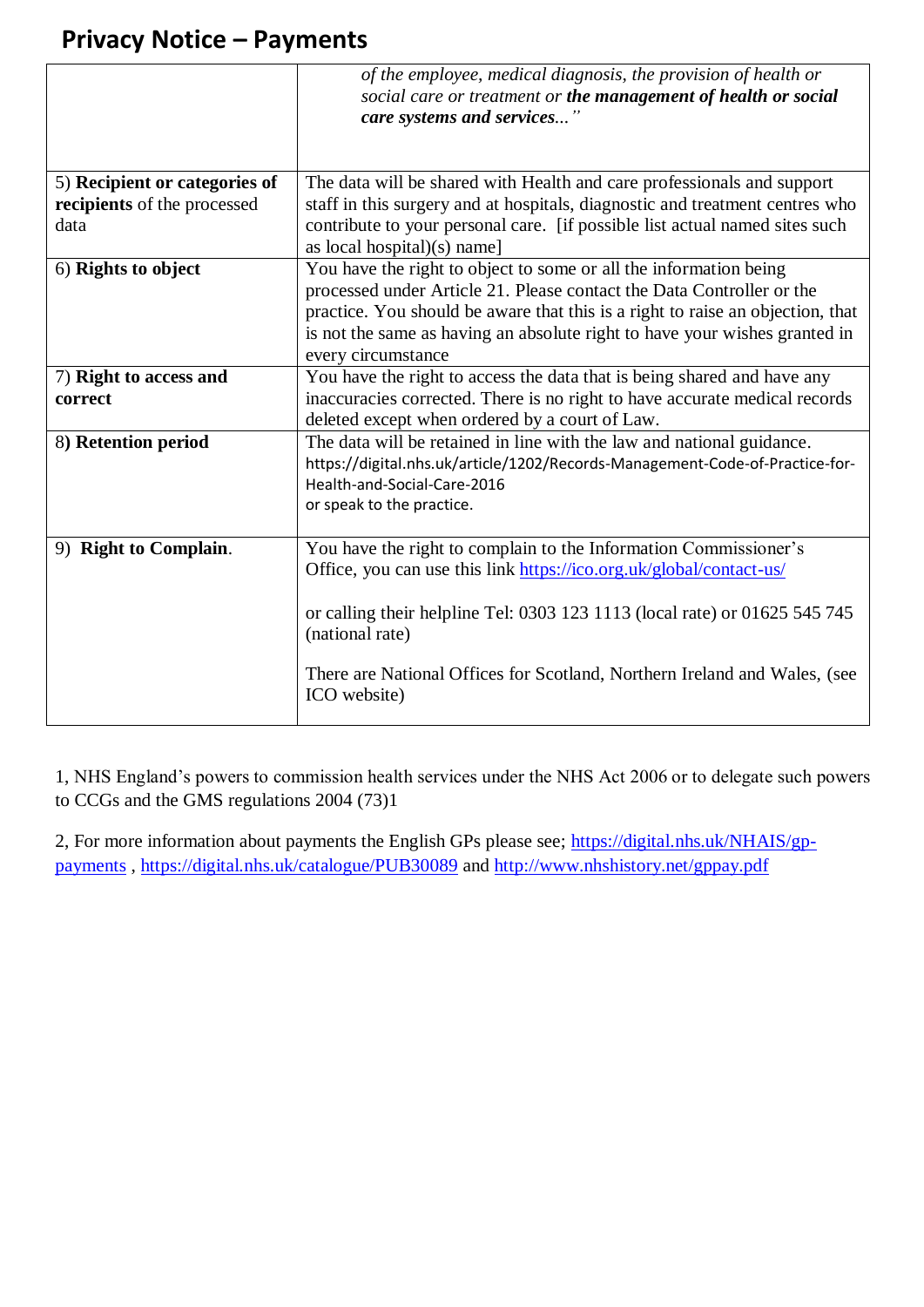# Privacy Notice – Payments

| | |
|---|---|
| | *of the employee, medical diagnosis, the provision of health or social care or treatment or* ***the management of health or social care systems and services...*** *"* |
| 5) **Recipient or categories of recipients** of the processed data | The data will be shared with Health and care professionals and support staff in this surgery and at hospitals, diagnostic and treatment centres who contribute to your personal care. [if possible list actual named sites such as local hospital)(s) name] |
| 6) **Rights to object** | You have the right to object to some or all the information being processed under Article 21. Please contact the Data Controller or the practice. You should be aware that this is a right to raise an objection, that is not the same as having an absolute right to have your wishes granted in every circumstance |
| 7) **Right to access and correct** | You have the right to access the data that is being shared and have any inaccuracies corrected. There is no right to have accurate medical records deleted except when ordered by a court of Law. |
| 8**) Retention period** | The data will be retained in line with the law and national guidance. https://digital.nhs.uk/article/1202/Records-Management-Code-of-Practice-for-Health-and-Social-Care-2016 or speak to the practice. |
| 9) **Right to Complain**. | You have the right to complain to the Information Commissioner's Office, you can use this link https://ico.org.uk/global/contact-us/ <br><br> or calling their helpline Tel: 0303 123 1113 (local rate) or 01625 545 745 (national rate) <br><br> There are National Offices for Scotland, Northern Ireland and Wales, (see ICO website) |

1, NHS England's powers to commission health services under the NHS Act 2006 or to delegate such powers to CCGs and the GMS regulations 2004 (73)1

2, For more information about payments the English GPs please see; https://digital.nhs.uk/NHAIS/gp-payments , https://digital.nhs.uk/catalogue/PUB30089 and http://www.nhshistory.net/gppay.pdf